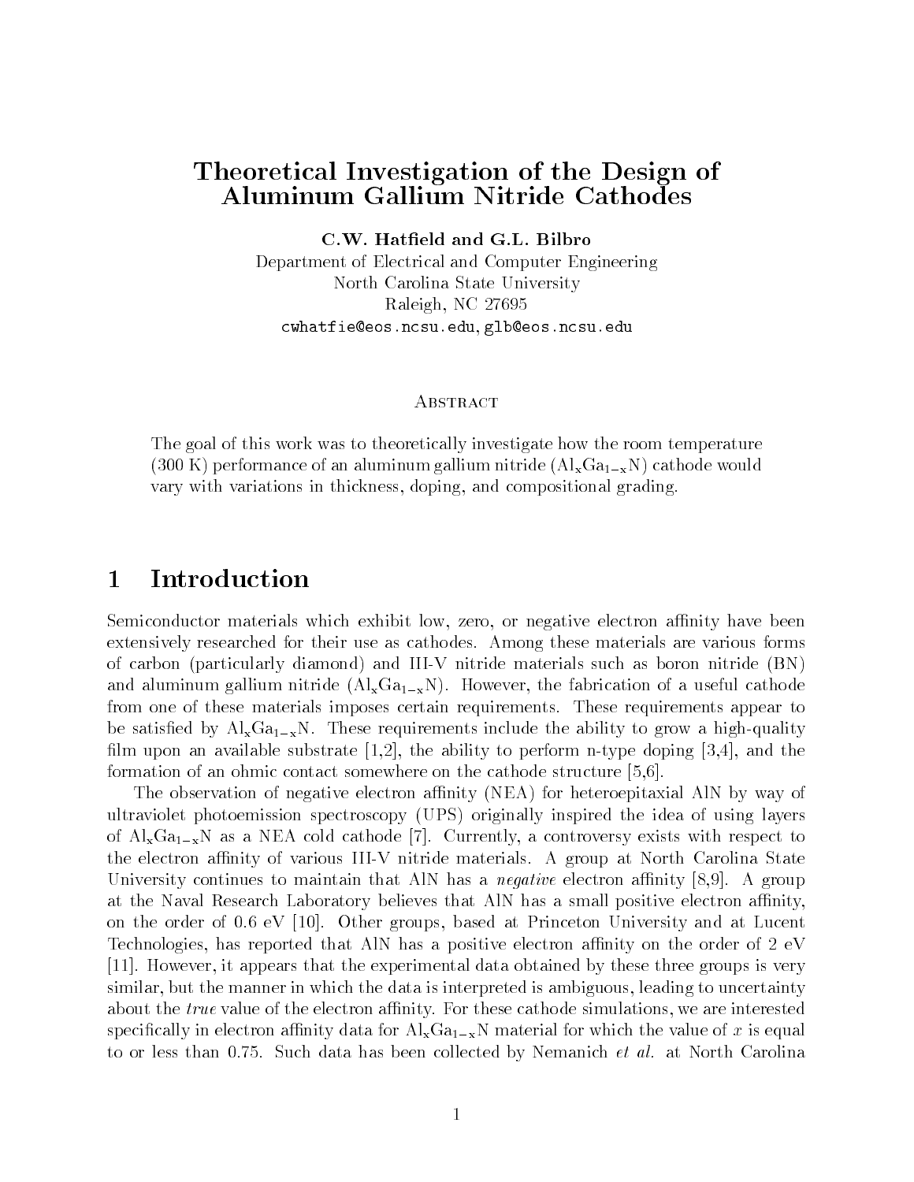# Theoretical Investigation of the Design of Aluminum Gallium Nitride Cathodes

**C.W. Hatfield and G.L. Bilbro**

Department of Electrical and Computer Engineering
North Carolina State University
Raleigh, NC 27695
cwhatfie@eos.ncsu.edu, glb@eos.ncsu.edu

### Abstract

The goal of this work was to theoretically investigate how the room temperature (300 K) performance of an aluminum gallium nitride ($Al_xGa_{1-x}N$) cathode would vary with variations in thickness, doping, and compositional grading.

## 1 Introduction

Semiconductor materials which exhibit low, zero, or negative electron affinity have been extensively researched for their use as cathodes. Among these materials are various forms of carbon (particularly diamond) and III-V nitride materials such as boron nitride (BN) and aluminum gallium nitride ($Al_xGa_{1-x}N$). However, the fabrication of a useful cathode from one of these materials imposes certain requirements. These requirements appear to be satisfied by $Al_xGa_{1-x}N$. These requirements include the ability to grow a high-quality film upon an available substrate [1,2], the ability to perform n-type doping [3,4], and the formation of an ohmic contact somewhere on the cathode structure [5,6].

The observation of negative electron affinity (NEA) for heteroepitaxial AlN by way of ultraviolet photoemission spectroscopy (UPS) originally inspired the idea of using layers of $Al_xGa_{1-x}N$ as a NEA cold cathode [7]. Currently, a controversy exists with respect to the electron affinity of various III-V nitride materials. A group at North Carolina State University continues to maintain that AlN has a *negative* electron affinity [8,9]. A group at the Naval Research Laboratory believes that AlN has a small positive electron affinity, on the order of 0.6 eV [10]. Other groups, based at Princeton University and at Lucent Technologies, has reported that AlN has a positive electron affinity on the order of 2 eV [11]. However, it appears that the experimental data obtained by these three groups is very similar, but the manner in which the data is interpreted is ambiguous, leading to uncertainty about the *true* value of the electron affinity. For these cathode simulations, we are interested specifically in electron affinity data for $Al_xGa_{1-x}N$ material for which the value of $x$ is equal to or less than 0.75. Such data has been collected by Nemanich *et al.* at North Carolina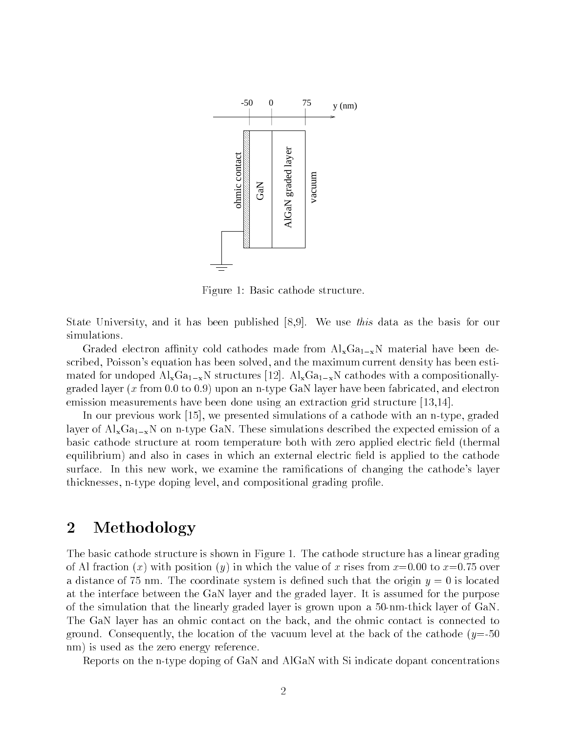Figure 1: Basic cathode structure.

State University, and it has been published [8,9]. We use *this* data as the basis for our simulations.

Graded electron affinity cold cathodes made from $Al_xGa_{1-x}N$ material have been described, Poisson's equation has been solved, and the maximum current density has been estimated for undoped $Al_xGa_{1-x}N$ structures [12]. $Al_xGa_{1-x}N$ cathodes with a compositionally-graded layer ($x$ from 0.0 to 0.9) upon an n-type GaN layer have been fabricated, and electron emission measurements have been done using an extraction grid structure [13,14].

In our previous work [15], we presented simulations of a cathode with an n-type, graded layer of $Al_xGa_{1-x}N$ on n-type GaN. These simulations described the expected emission of a basic cathode structure at room temperature both with zero applied electric field (thermal equilibrium) and also in cases in which an external electric field is applied to the cathode surface. In this new work, we examine the ramifications of changing the cathode's layer thicknesses, n-type doping level, and compositional grading profile.

## 2 Methodology

The basic cathode structure is shown in Figure 1. The cathode structure has a linear grading of Al fraction ($x$) with position ($y$) in which the value of $x$ rises from $x$=0.00 to $x$=0.75 over a distance of 75 nm. The coordinate system is defined such that the origin $y = 0$ is located at the interface between the GaN layer and the graded layer. It is assumed for the purpose of the simulation that the linearly graded layer is grown upon a 50-nm-thick layer of GaN. The GaN layer has an ohmic contact on the back, and the ohmic contact is connected to ground. Consequently, the location of the vacuum level at the back of the cathode ($y$=-50 nm) is used as the zero energy reference.

Reports on the n-type doping of GaN and AlGaN with Si indicate dopant concentrations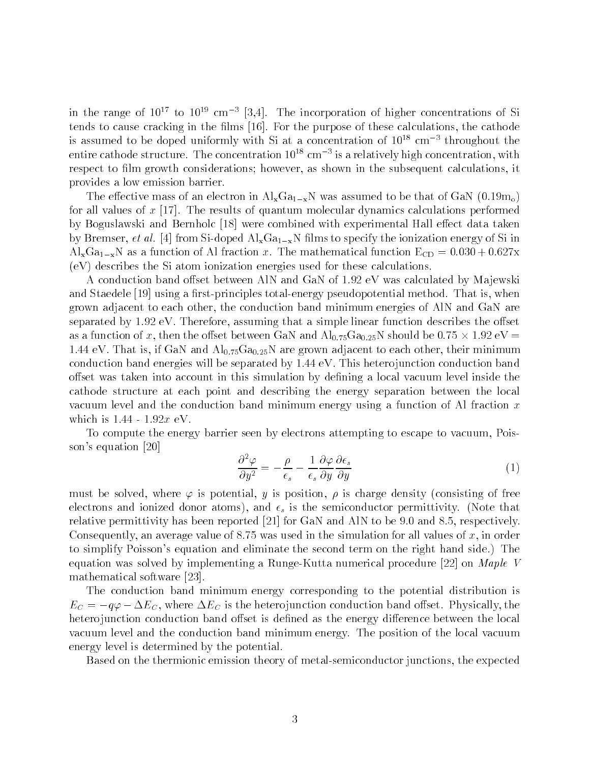in the range of $10^{17}$ to $10^{19}$ cm$^{-3}$ [3,4]. The incorporation of higher concentrations of Si tends to cause cracking in the films [16]. For the purpose of these calculations, the cathode is assumed to be doped uniformly with Si at a concentration of $10^{18}$ cm$^{-3}$ throughout the entire cathode structure. The concentration $10^{18}$ cm$^{-3}$ is a relatively high concentration, with respect to film growth considerations; however, as shown in the subsequent calculations, it provides a low emission barrier.

The effective mass of an electron in $Al_xGa_{1-x}N$ was assumed to be that of GaN ($0.19m_o$) for all values of $x$ [17]. The results of quantum molecular dynamics calculations performed by Boguslawski and Bernholc [18] were combined with experimental Hall effect data taken by Bremser, *et al.* [4] from Si-doped $Al_xGa_{1-x}N$ films to specify the ionization energy of Si in $Al_xGa_{1-x}N$ as a function of Al fraction $x$. The mathematical function $E_{CD} = 0.030 + 0.627x$ (eV) describes the Si atom ionization energies used for these calculations.

A conduction band offset between AlN and GaN of 1.92 eV was calculated by Majewski and Staedele [19] using a first-principles total-energy pseudopotential method. That is, when grown adjacent to each other, the conduction band minimum energies of AlN and GaN are separated by 1.92 eV. Therefore, assuming that a simple linear function describes the offset as a function of $x$, then the offset between GaN and $Al_{0.75}Ga_{0.25}N$ should be $0.75 \times 1.92$ eV = 1.44 eV. That is, if GaN and $Al_{0.75}Ga_{0.25}N$ are grown adjacent to each other, their minimum conduction band energies will be separated by 1.44 eV. This heterojunction conduction band offset was taken into account in this simulation by defining a local vacuum level inside the cathode structure at each point and describing the energy separation between the local vacuum level and the conduction band minimum energy using a function of Al fraction $x$ which is 1.44 - $1.92x$ eV.

To compute the energy barrier seen by electrons attempting to escape to vacuum, Poisson's equation [20]

$$\frac{\partial^2 \varphi}{\partial y^2} = -\frac{\rho}{\epsilon_s} - \frac{1}{\epsilon_s}\frac{\partial \varphi}{\partial y}\frac{\partial \epsilon_s}{\partial y} \tag{1}$$

must be solved, where $\varphi$ is potential, $y$ is position, $\rho$ is charge density (consisting of free electrons and ionized donor atoms), and $\epsilon_s$ is the semiconductor permittivity. (Note that relative permittivity has been reported [21] for GaN and AlN to be 9.0 and 8.5, respectively. Consequently, an average value of 8.75 was used in the simulation for all values of $x$, in order to simplify Poisson's equation and eliminate the second term on the right hand side.) The equation was solved by implementing a Runge-Kutta numerical procedure [22] on *Maple V* mathematical software [23].

The conduction band minimum energy corresponding to the potential distribution is $E_C = -q\varphi - \Delta E_C$, where $\Delta E_C$ is the heterojunction conduction band offset. Physically, the heterojunction conduction band offset is defined as the energy difference between the local vacuum level and the conduction band minimum energy. The position of the local vacuum energy level is determined by the potential.

Based on the thermionic emission theory of metal-semiconductor junctions, the expected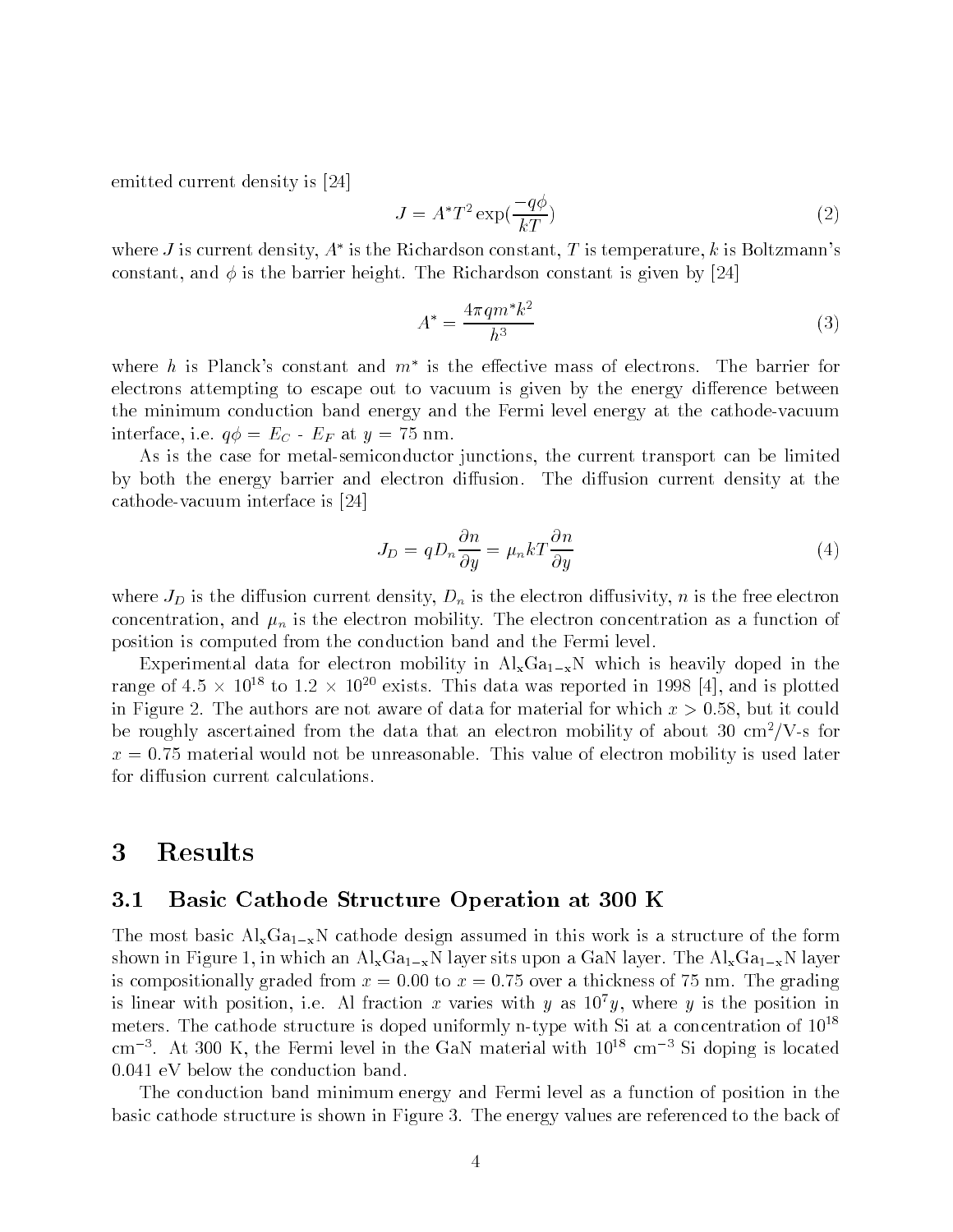emitted current density is [24]

$$J = A^{*}T^{2}\exp(\frac{-q\phi}{kT}) \tag{2}$$

where $J$ is current density, $A^{*}$ is the Richardson constant, $T$ is temperature, $k$ is Boltzmann's constant, and $\phi$ is the barrier height. The Richardson constant is given by [24]

$$A^{*} = \frac{4\pi q m^{*} k^{2}}{h^{3}} \tag{3}$$

where $h$ is Planck's constant and $m^{*}$ is the effective mass of electrons. The barrier for electrons attempting to escape out to vacuum is given by the energy difference between the minimum conduction band energy and the Fermi level energy at the cathode-vacuum interface, i.e. $q\phi = E_C$ - $E_F$ at $y = 75$ nm.

As is the case for metal-semiconductor junctions, the current transport can be limited by both the energy barrier and electron diffusion. The diffusion current density at the cathode-vacuum interface is [24]

$$J_D = qD_n\frac{\partial n}{\partial y} = \mu_n kT\frac{\partial n}{\partial y} \tag{4}$$

where $J_D$ is the diffusion current density, $D_n$ is the electron diffusivity, $n$ is the free electron concentration, and $\mu_n$ is the electron mobility. The electron concentration as a function of position is computed from the conduction band and the Fermi level.

Experimental data for electron mobility in $Al_xGa_{1-x}N$ which is heavily doped in the range of $4.5 \times 10^{18}$ to $1.2 \times 10^{20}$ exists. This data was reported in 1998 [4], and is plotted in Figure 2. The authors are not aware of data for material for which $x > 0.58$, but it could be roughly ascertained from the data that an electron mobility of about 30 cm$^2$/V-s for $x = 0.75$ material would not be unreasonable. This value of electron mobility is used later for diffusion current calculations.

# 3 Results

## 3.1 Basic Cathode Structure Operation at 300 K

The most basic $Al_xGa_{1-x}N$ cathode design assumed in this work is a structure of the form shown in Figure 1, in which an $Al_xGa_{1-x}N$ layer sits upon a GaN layer. The $Al_xGa_{1-x}N$ layer is compositionally graded from $x = 0.00$ to $x = 0.75$ over a thickness of 75 nm. The grading is linear with position, i.e. Al fraction $x$ varies with $y$ as $10^{7}y$, where $y$ is the position in meters. The cathode structure is doped uniformly n-type with Si at a concentration of $10^{18}$ cm$^{-3}$. At 300 K, the Fermi level in the GaN material with $10^{18}$ cm$^{-3}$ Si doping is located 0.041 eV below the conduction band.

The conduction band minimum energy and Fermi level as a function of position in the basic cathode structure is shown in Figure 3. The energy values are referenced to the back of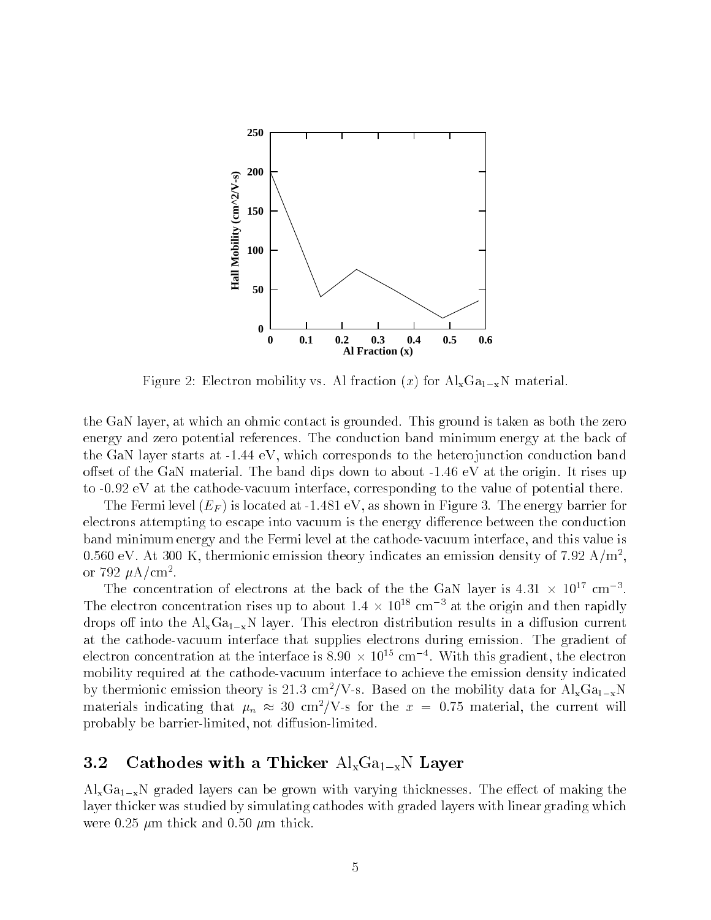Figure 2: Electron mobility vs. Al fraction ($x$) for $Al_xGa_{1-x}N$ material.

the GaN layer, at which an ohmic contact is grounded. This ground is taken as both the zero energy and zero potential references. The conduction band minimum energy at the back of the GaN layer starts at -1.44 eV, which corresponds to the heterojunction conduction band offset of the GaN material. The band dips down to about -1.46 eV at the origin. It rises up to -0.92 eV at the cathode-vacuum interface, corresponding to the value of potential there.

The Fermi level ($E_F$) is located at -1.481 eV, as shown in Figure 3. The energy barrier for electrons attempting to escape into vacuum is the energy difference between the conduction band minimum energy and the Fermi level at the cathode-vacuum interface, and this value is 0.560 eV. At 300 K, thermionic emission theory indicates an emission density of 7.92 A/m$^2$, or 792 $\mu$A/cm$^2$.

The concentration of electrons at the back of the the GaN layer is $4.31 \times 10^{17}$ cm$^{-3}$. The electron concentration rises up to about $1.4 \times 10^{18}$ cm$^{-3}$ at the origin and then rapidly drops off into the $Al_xGa_{1-x}N$ layer. This electron distribution results in a diffusion current at the cathode-vacuum interface that supplies electrons during emission. The gradient of electron concentration at the interface is $8.90 \times 10^{15}$ cm$^{-4}$. With this gradient, the electron mobility required at the cathode-vacuum interface to achieve the emission density indicated by thermionic emission theory is 21.3 cm$^2$/V-s. Based on the mobility data for $Al_xGa_{1-x}N$ materials indicating that $\mu_n \approx 30$ cm$^2$/V-s for the $x = 0.75$ material, the current will probably be barrier-limited, not diffusion-limited.

### 3.2 Cathodes with a Thicker $Al_xGa_{1-x}N$ Layer

$Al_xGa_{1-x}N$ graded layers can be grown with varying thicknesses. The effect of making the layer thicker was studied by simulating cathodes with graded layers with linear grading which were 0.25 $\mu$m thick and 0.50 $\mu$m thick.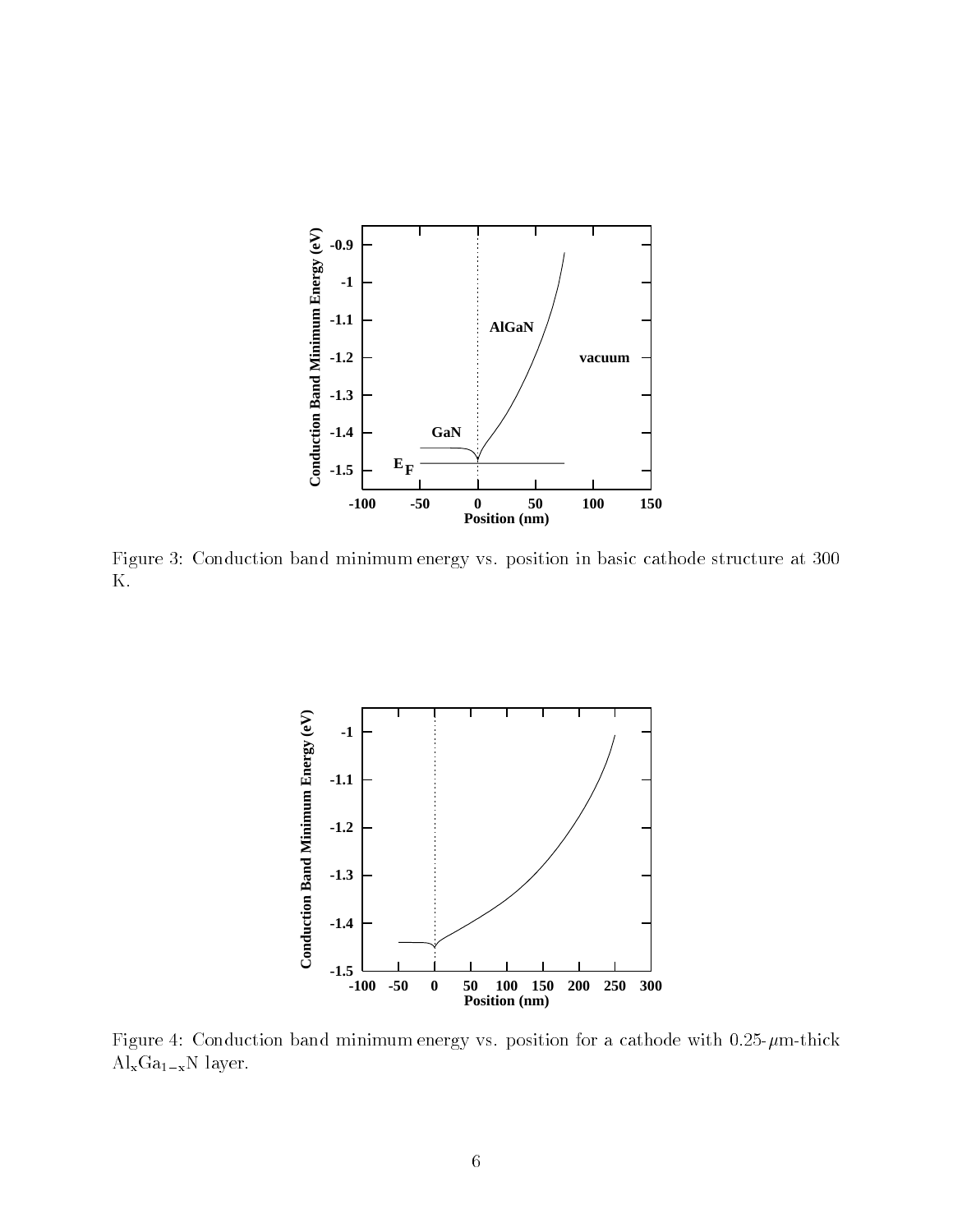Figure 3: Conduction band minimum energy vs. position in basic cathode structure at 300 K.

Figure 4: Conduction band minimum energy vs. position for a cathode with 0.25-$\mu$m-thick $Al_xGa_{1-x}N$ layer.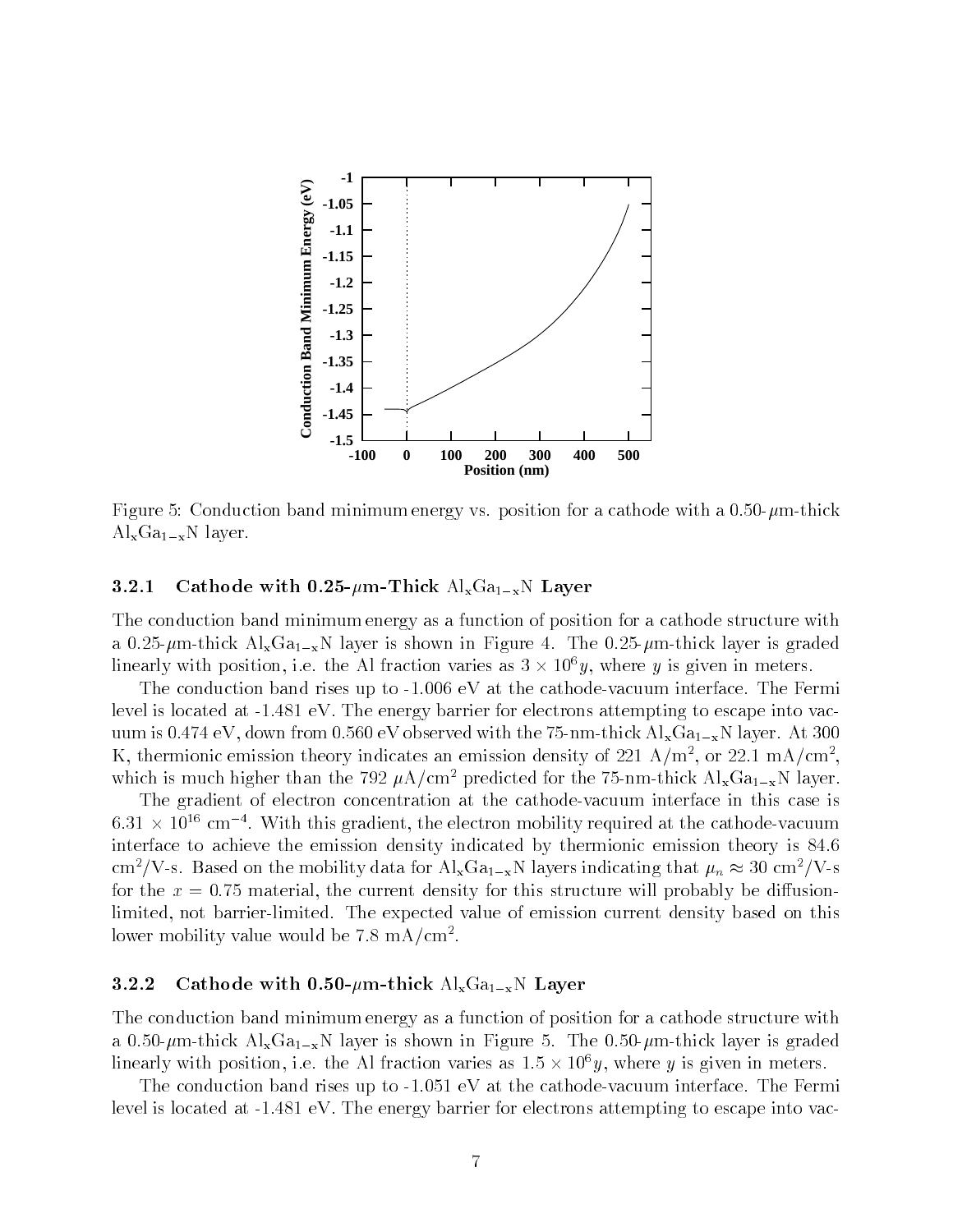Figure 5: Conduction band minimum energy vs. position for a cathode with a 0.50-$\mu$m-thick $Al_xGa_{1-x}N$ layer.

### 3.2.1 Cathode with 0.25-$\mu$m-Thick $Al_xGa_{1-x}N$ Layer

The conduction band minimum energy as a function of position for a cathode structure with a 0.25-$\mu$m-thick $Al_xGa_{1-x}N$ layer is shown in Figure 4. The 0.25-$\mu$m-thick layer is graded linearly with position, i.e. the Al fraction varies as $3 \times 10^6 y$, where $y$ is given in meters.

The conduction band rises up to -1.006 eV at the cathode-vacuum interface. The Fermi level is located at -1.481 eV. The energy barrier for electrons attempting to escape into vacuum is 0.474 eV, down from 0.560 eV observed with the 75-nm-thick $Al_xGa_{1-x}N$ layer. At 300 K, thermionic emission theory indicates an emission density of 221 A/m$^2$, or 22.1 mA/cm$^2$, which is much higher than the 792 $\mu$A/cm$^2$ predicted for the 75-nm-thick $Al_xGa_{1-x}N$ layer.

The gradient of electron concentration at the cathode-vacuum interface in this case is $6.31 \times 10^{16}$ cm$^{-4}$. With this gradient, the electron mobility required at the cathode-vacuum interface to achieve the emission density indicated by thermionic emission theory is 84.6 cm$^2$/V-s. Based on the mobility data for $Al_xGa_{1-x}N$ layers indicating that $\mu_n \approx 30$ cm$^2$/V-s for the $x = 0.75$ material, the current density for this structure will probably be diffusion-limited, not barrier-limited. The expected value of emission current density based on this lower mobility value would be 7.8 mA/cm$^2$.

### 3.2.2 Cathode with 0.50-$\mu$m-thick $Al_xGa_{1-x}N$ Layer

The conduction band minimum energy as a function of position for a cathode structure with a 0.50-$\mu$m-thick $Al_xGa_{1-x}N$ layer is shown in Figure 5. The 0.50-$\mu$m-thick layer is graded linearly with position, i.e. the Al fraction varies as $1.5 \times 10^6 y$, where $y$ is given in meters.

The conduction band rises up to -1.051 eV at the cathode-vacuum interface. The Fermi level is located at -1.481 eV. The energy barrier for electrons attempting to escape into vac-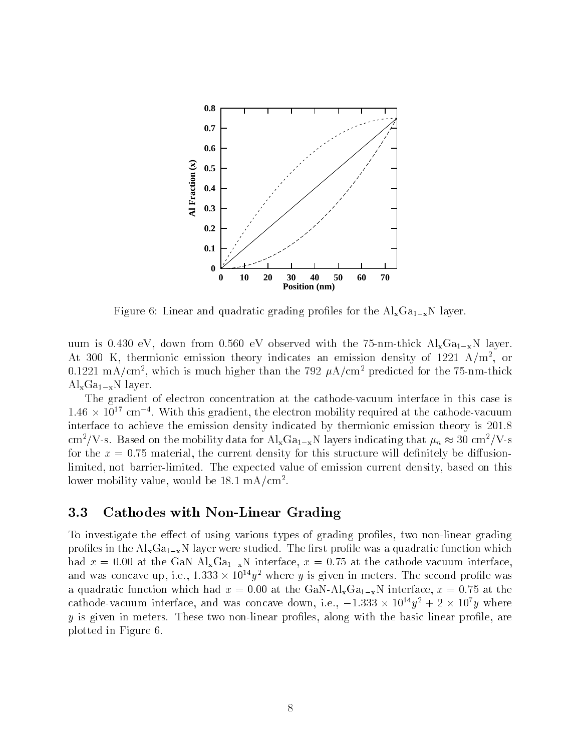Figure 6: Linear and quadratic grading profiles for the $Al_xGa_{1-x}N$ layer.

uum is 0.430 eV, down from 0.560 eV observed with the 75-nm-thick $Al_xGa_{1-x}N$ layer. At 300 K, thermionic emission theory indicates an emission density of 1221 A/m$^2$, or 0.1221 mA/cm$^2$, which is much higher than the 792 $\mu$A/cm$^2$ predicted for the 75-nm-thick $Al_xGa_{1-x}N$ layer.

The gradient of electron concentration at the cathode-vacuum interface in this case is $1.46 \times 10^{17}$ cm$^{-4}$. With this gradient, the electron mobility required at the cathode-vacuum interface to achieve the emission density indicated by thermionic emission theory is 201.8 cm$^2$/V-s. Based on the mobility data for $Al_xGa_{1-x}N$ layers indicating that $\mu_n \approx 30$ cm$^2$/V-s for the $x = 0.75$ material, the current density for this structure will definitely be diffusion-limited, not barrier-limited. The expected value of emission current density, based on this lower mobility value, would be 18.1 mA/cm$^2$.

### 3.3 Cathodes with Non-Linear Grading

To investigate the effect of using various types of grading profiles, two non-linear grading profiles in the $Al_xGa_{1-x}N$ layer were studied. The first profile was a quadratic function which had $x = 0.00$ at the GaN-$Al_xGa_{1-x}N$ interface, $x = 0.75$ at the cathode-vacuum interface, and was concave up, i.e., $1.333 \times 10^{14}y^2$ where $y$ is given in meters. The second profile was a quadratic function which had $x = 0.00$ at the GaN-$Al_xGa_{1-x}N$ interface, $x = 0.75$ at the cathode-vacuum interface, and was concave down, i.e., $-1.333 \times 10^{14}y^2 + 2 \times 10^7 y$ where $y$ is given in meters. These two non-linear profiles, along with the basic linear profile, are plotted in Figure 6.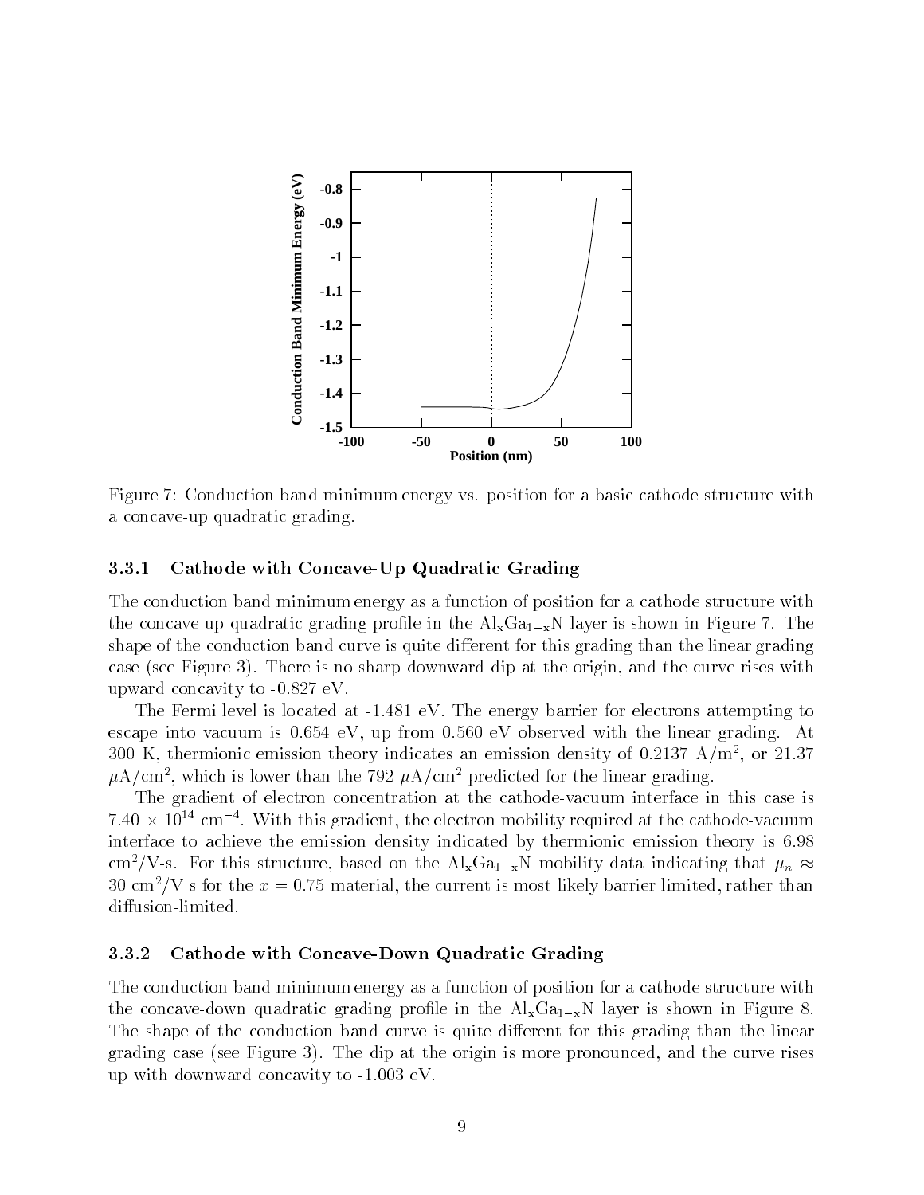Figure 7: Conduction band minimum energy vs. position for a basic cathode structure with a concave-up quadratic grading.

### 3.3.1 Cathode with Concave-Up Quadratic Grading

The conduction band minimum energy as a function of position for a cathode structure with the concave-up quadratic grading profile in the $Al_xGa_{1-x}N$ layer is shown in Figure 7. The shape of the conduction band curve is quite different for this grading than the linear grading case (see Figure 3). There is no sharp downward dip at the origin, and the curve rises with upward concavity to -0.827 eV.

The Fermi level is located at -1.481 eV. The energy barrier for electrons attempting to escape into vacuum is 0.654 eV, up from 0.560 eV observed with the linear grading. At 300 K, thermionic emission theory indicates an emission density of 0.2137 A/m$^2$, or 21.37 $\mu$A/cm$^2$, which is lower than the 792 $\mu$A/cm$^2$ predicted for the linear grading.

The gradient of electron concentration at the cathode-vacuum interface in this case is $7.40 \times 10^{14}$ cm$^{-4}$. With this gradient, the electron mobility required at the cathode-vacuum interface to achieve the emission density indicated by thermionic emission theory is 6.98 cm$^2$/V-s. For this structure, based on the $Al_xGa_{1-x}N$ mobility data indicating that $\mu_n \approx$ 30 cm$^2$/V-s for the $x = 0.75$ material, the current is most likely barrier-limited, rather than diffusion-limited.

### 3.3.2 Cathode with Concave-Down Quadratic Grading

The conduction band minimum energy as a function of position for a cathode structure with the concave-down quadratic grading profile in the $Al_xGa_{1-x}N$ layer is shown in Figure 8. The shape of the conduction band curve is quite different for this grading than the linear grading case (see Figure 3). The dip at the origin is more pronounced, and the curve rises up with downward concavity to -1.003 eV.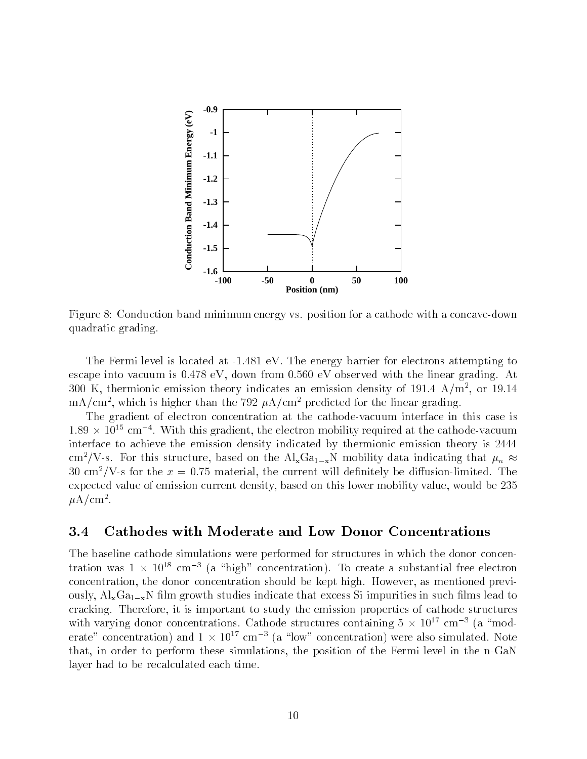Figure 8: Conduction band minimum energy vs. position for a cathode with a concave-down quadratic grading.

The Fermi level is located at -1.481 eV. The energy barrier for electrons attempting to escape into vacuum is 0.478 eV, down from 0.560 eV observed with the linear grading. At 300 K, thermionic emission theory indicates an emission density of 191.4 $A/m^2$, or 19.14 $mA/cm^2$, which is higher than the 792 $\mu A/cm^2$ predicted for the linear grading.

The gradient of electron concentration at the cathode-vacuum interface in this case is $1.89 \times 10^{15}$ $cm^{-4}$. With this gradient, the electron mobility required at the cathode-vacuum interface to achieve the emission density indicated by thermionic emission theory is 2444 $cm^2$/V-s. For this structure, based on the $Al_xGa_{1-x}N$ mobility data indicating that $\mu_n \approx$ 30 $cm^2$/V-s for the $x = 0.75$ material, the current will definitely be diffusion-limited. The expected value of emission current density, based on this lower mobility value, would be 235 $\mu A/cm^2$.

## 3.4 Cathodes with Moderate and Low Donor Concentrations

The baseline cathode simulations were performed for structures in which the donor concentration was $1 \times 10^{18}$ $cm^{-3}$ (a "high" concentration). To create a substantial free electron concentration, the donor concentration should be kept high. However, as mentioned previously, $Al_xGa_{1-x}N$ film growth studies indicate that excess Si impurities in such films lead to cracking. Therefore, it is important to study the emission properties of cathode structures with varying donor concentrations. Cathode structures containing $5 \times 10^{17}$ $cm^{-3}$ (a "moderate" concentration) and $1 \times 10^{17}$ $cm^{-3}$ (a "low" concentration) were also simulated. Note that, in order to perform these simulations, the position of the Fermi level in the n-GaN layer had to be recalculated each time.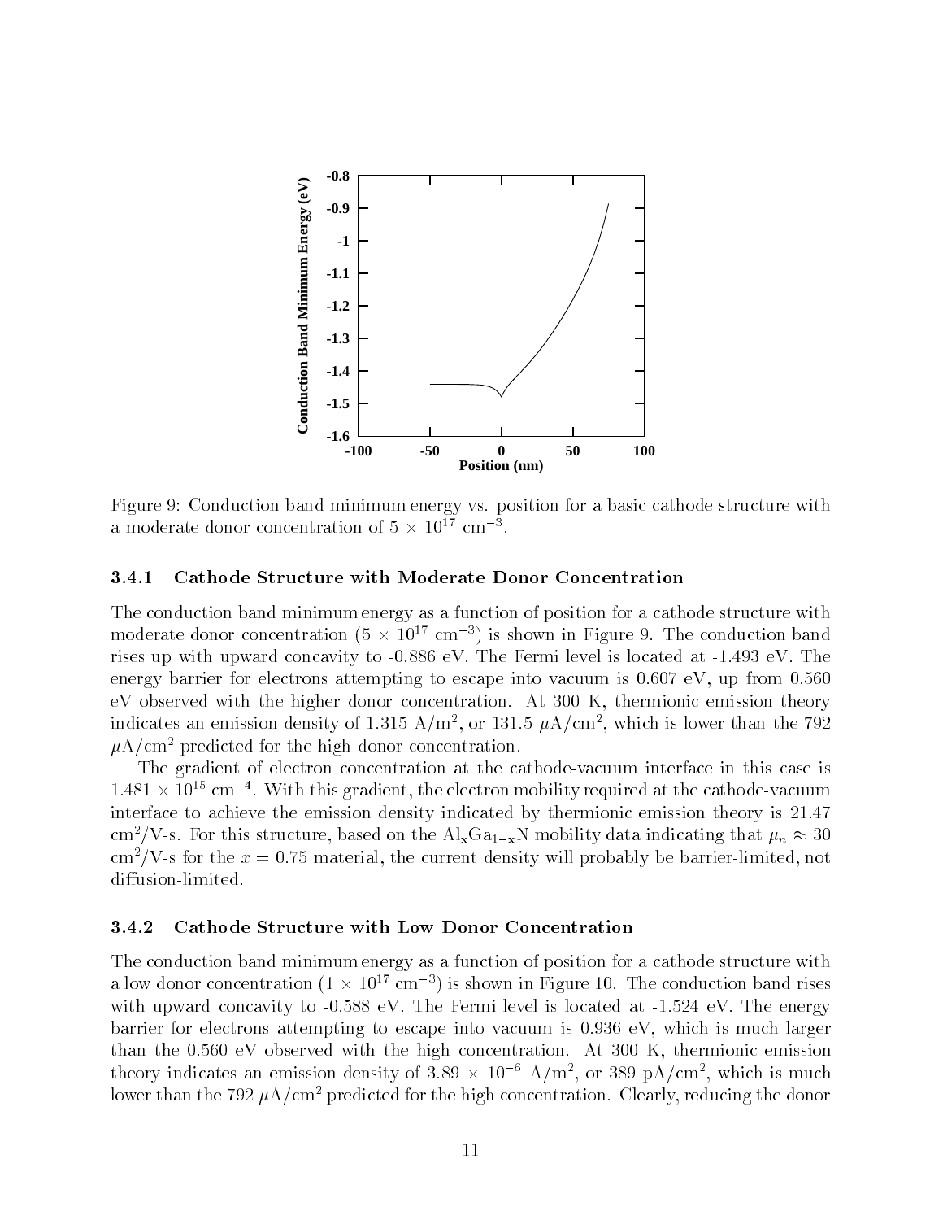Figure 9: Conduction band minimum energy vs. position for a basic cathode structure with a moderate donor concentration of $5 \times 10^{17}$ cm$^{-3}$.

### 3.4.1 Cathode Structure with Moderate Donor Concentration

The conduction band minimum energy as a function of position for a cathode structure with moderate donor concentration ($5 \times 10^{17}$ cm$^{-3}$) is shown in Figure 9. The conduction band rises up with upward concavity to -0.886 eV. The Fermi level is located at -1.493 eV. The energy barrier for electrons attempting to escape into vacuum is 0.607 eV, up from 0.560 eV observed with the higher donor concentration. At 300 K, thermionic emission theory indicates an emission density of 1.315 A/m$^2$, or 131.5 $\mu$A/cm$^2$, which is lower than the 792 $\mu$A/cm$^2$ predicted for the high donor concentration.

The gradient of electron concentration at the cathode-vacuum interface in this case is $1.481 \times 10^{15}$ cm$^{-4}$. With this gradient, the electron mobility required at the cathode-vacuum interface to achieve the emission density indicated by thermionic emission theory is 21.47 cm$^2$/V-s. For this structure, based on the $Al_xGa_{1-x}N$ mobility data indicating that $\mu_n \approx 30$ cm$^2$/V-s for the $x = 0.75$ material, the current density will probably be barrier-limited, not diffusion-limited.

### 3.4.2 Cathode Structure with Low Donor Concentration

The conduction band minimum energy as a function of position for a cathode structure with a low donor concentration ($1 \times 10^{17}$ cm$^{-3}$) is shown in Figure 10. The conduction band rises with upward concavity to -0.588 eV. The Fermi level is located at -1.524 eV. The energy barrier for electrons attempting to escape into vacuum is 0.936 eV, which is much larger than the 0.560 eV observed with the high concentration. At 300 K, thermionic emission theory indicates an emission density of $3.89 \times 10^{-6}$ A/m$^2$, or 389 pA/cm$^2$, which is much lower than the 792 $\mu$A/cm$^2$ predicted for the high concentration. Clearly, reducing the donor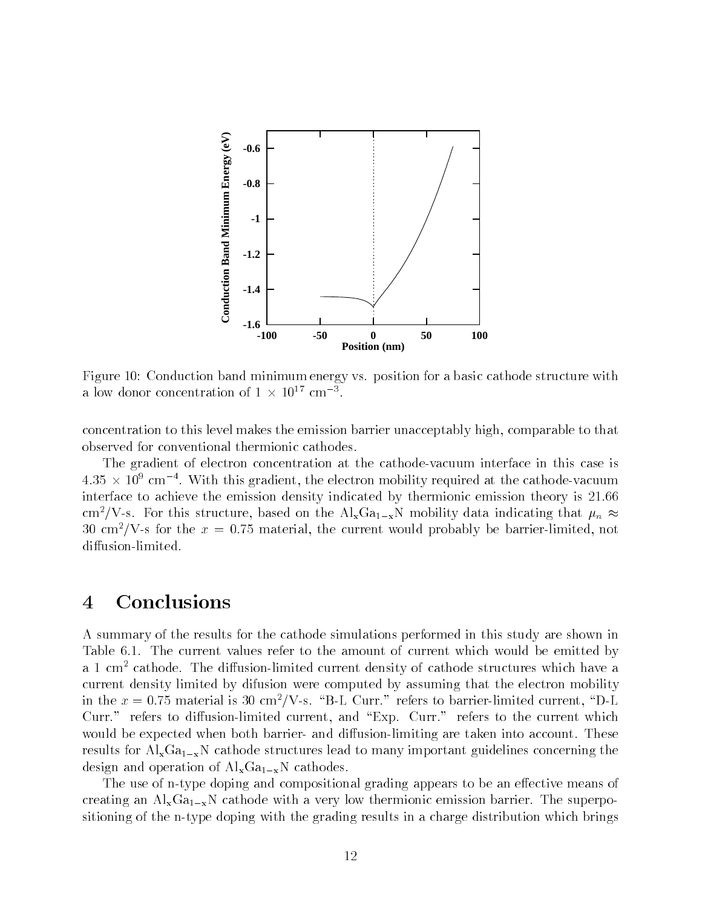Figure 10: Conduction band minimum energy vs. position for a basic cathode structure with a low donor concentration of $1 \times 10^{17}$ cm$^{-3}$.

concentration to this level makes the emission barrier unacceptably high, comparable to that observed for conventional thermionic cathodes.

The gradient of electron concentration at the cathode-vacuum interface in this case is $4.35 \times 10^{9}$ cm$^{-4}$. With this gradient, the electron mobility required at the cathode-vacuum interface to achieve the emission density indicated by thermionic emission theory is 21.66 cm$^2$/V-s. For this structure, based on the $Al_xGa_{1-x}N$ mobility data indicating that $\mu_n \approx$ 30 cm$^2$/V-s for the $x = 0.75$ material, the current would probably be barrier-limited, not diffusion-limited.

# 4 Conclusions

A summary of the results for the cathode simulations performed in this study are shown in Table 6.1. The current values refer to the amount of current which would be emitted by a 1 cm$^2$ cathode. The diffusion-limited current density of cathode structures which have a current density limited by difusion were computed by assuming that the electron mobility in the $x = 0.75$ material is 30 cm$^2$/V-s. "B-L Curr." refers to barrier-limited current, "D-L Curr." refers to diffusion-limited current, and "Exp. Curr." refers to the current which would be expected when both barrier- and diffusion-limiting are taken into account. These results for $Al_xGa_{1-x}N$ cathode structures lead to many important guidelines concerning the design and operation of $Al_xGa_{1-x}N$ cathodes.

The use of n-type doping and compositional grading appears to be an effective means of creating an $Al_xGa_{1-x}N$ cathode with a very low thermionic emission barrier. The superpositioning of the n-type doping with the grading results in a charge distribution which brings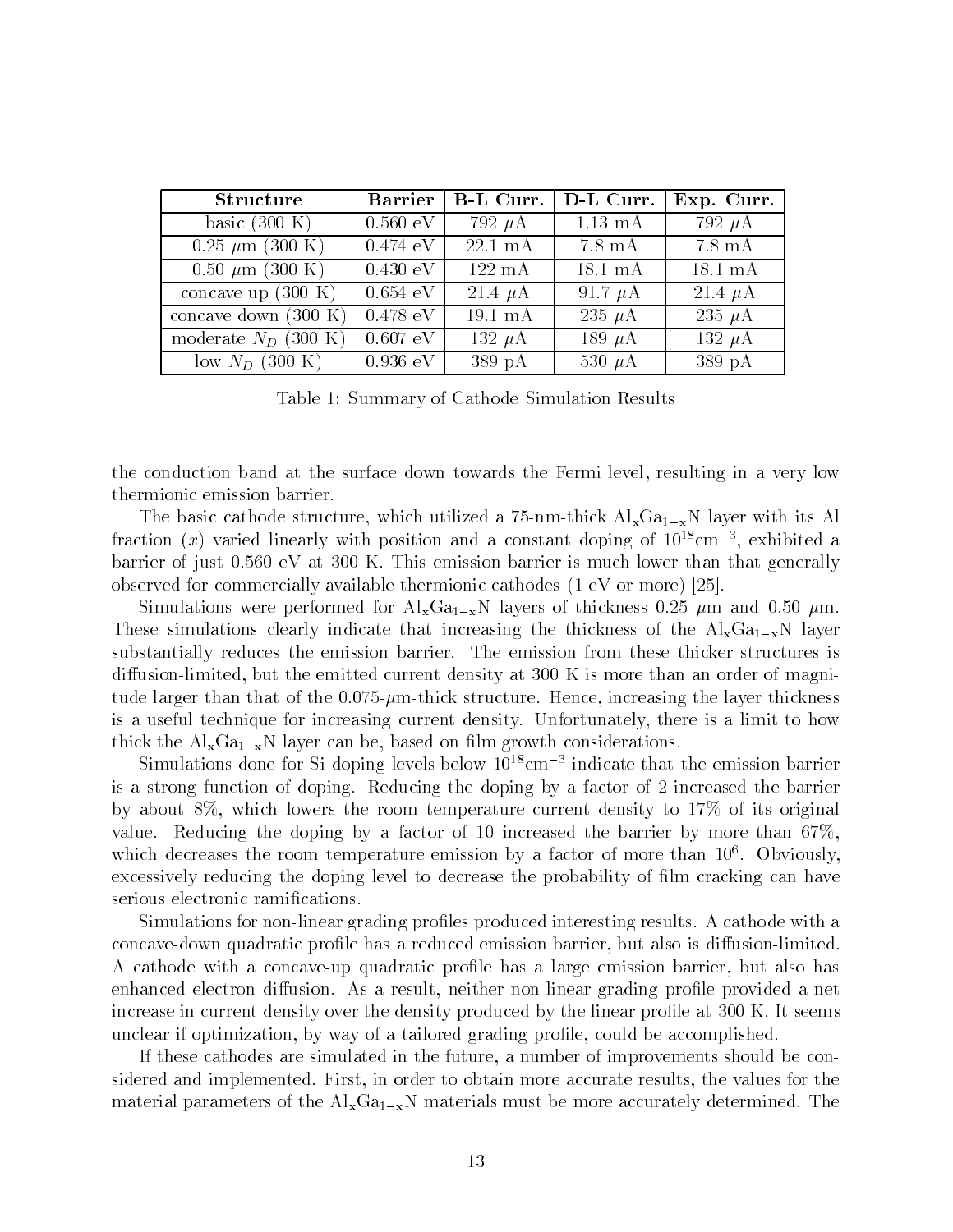| **Structure** | **Barrier** | **B-L Curr.** | **D-L Curr.** | **Exp. Curr.** |
|---|---|---|---|---|
| basic (300 K) | 0.560 eV | 792 $\mu$A | 1.13 mA | 792 $\mu$A |
| 0.25 $\mu$m (300 K) | 0.474 eV | 22.1 mA | 7.8 mA | 7.8 mA |
| 0.50 $\mu$m (300 K) | 0.430 eV | 122 mA | 18.1 mA | 18.1 mA |
| concave up (300 K) | 0.654 eV | 21.4 $\mu$A | 91.7 $\mu$A | 21.4 $\mu$A |
| concave down (300 K) | 0.478 eV | 19.1 mA | 235 $\mu$A | 235 $\mu$A |
| moderate $N_D$ (300 K) | 0.607 eV | 132 $\mu$A | 189 $\mu$A | 132 $\mu$A |
| low $N_D$ (300 K) | 0.936 eV | 389 pA | 530 $\mu$A | 389 pA |

Table 1: Summary of Cathode Simulation Results

the conduction band at the surface down towards the Fermi level, resulting in a very low thermionic emission barrier.

The basic cathode structure, which utilized a 75-nm-thick $Al_xGa_{1-x}N$ layer with its Al fraction ($x$) varied linearly with position and a constant doping of $10^{18}cm^{-3}$, exhibited a barrier of just 0.560 eV at 300 K. This emission barrier is much lower than that generally observed for commercially available thermionic cathodes (1 eV or more) [25].

Simulations were performed for $Al_xGa_{1-x}N$ layers of thickness 0.25 $\mu$m and 0.50 $\mu$m. These simulations clearly indicate that increasing the thickness of the $Al_xGa_{1-x}N$ layer substantially reduces the emission barrier. The emission from these thicker structures is diffusion-limited, but the emitted current density at 300 K is more than an order of magnitude larger than that of the 0.075-$\mu$m-thick structure. Hence, increasing the layer thickness is a useful technique for increasing current density. Unfortunately, there is a limit to how thick the $Al_xGa_{1-x}N$ layer can be, based on film growth considerations.

Simulations done for Si doping levels below $10^{18}cm^{-3}$ indicate that the emission barrier is a strong function of doping. Reducing the doping by a factor of 2 increased the barrier by about 8%, which lowers the room temperature current density to 17% of its original value. Reducing the doping by a factor of 10 increased the barrier by more than 67%, which decreases the room temperature emission by a factor of more than $10^6$. Obviously, excessively reducing the doping level to decrease the probability of film cracking can have serious electronic ramifications.

Simulations for non-linear grading profiles produced interesting results. A cathode with a concave-down quadratic profile has a reduced emission barrier, but also is diffusion-limited. A cathode with a concave-up quadratic profile has a large emission barrier, but also has enhanced electron diffusion. As a result, neither non-linear grading profile provided a net increase in current density over the density produced by the linear profile at 300 K. It seems unclear if optimization, by way of a tailored grading profile, could be accomplished.

If these cathodes are simulated in the future, a number of improvements should be considered and implemented. First, in order to obtain more accurate results, the values for the material parameters of the $Al_xGa_{1-x}N$ materials must be more accurately determined. The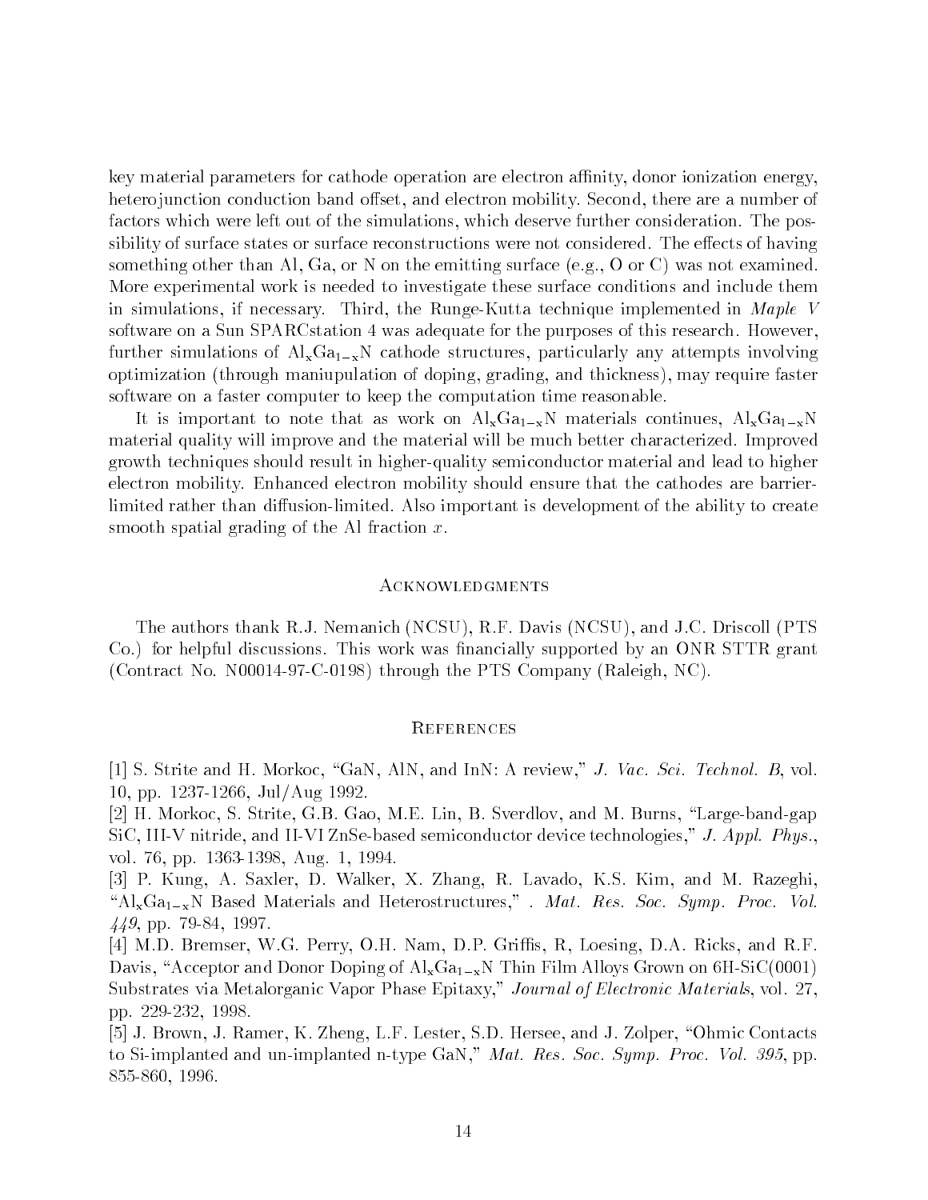key material parameters for cathode operation are electron affinity, donor ionization energy, heterojunction conduction band offset, and electron mobility. Second, there are a number of factors which were left out of the simulations, which deserve further consideration. The possibility of surface states or surface reconstructions were not considered. The effects of having something other than Al, Ga, or N on the emitting surface (e.g., O or C) was not examined. More experimental work is needed to investigate these surface conditions and include them in simulations, if necessary. Third, the Runge-Kutta technique implemented in *Maple V* software on a Sun SPARCstation 4 was adequate for the purposes of this research. However, further simulations of $Al_xGa_{1-x}N$ cathode structures, particularly any attempts involving optimization (through maniupulation of doping, grading, and thickness), may require faster software on a faster computer to keep the computation time reasonable.

It is important to note that as work on $Al_xGa_{1-x}N$ materials continues, $Al_xGa_{1-x}N$ material quality will improve and the material will be much better characterized. Improved growth techniques should result in higher-quality semiconductor material and lead to higher electron mobility. Enhanced electron mobility should ensure that the cathodes are barrier-limited rather than diffusion-limited. Also important is development of the ability to create smooth spatial grading of the Al fraction $x$.

## Acknowledgments

The authors thank R.J. Nemanich (NCSU), R.F. Davis (NCSU), and J.C. Driscoll (PTS Co.) for helpful discussions. This work was financially supported by an ONR STTR grant (Contract No. N00014-97-C-0198) through the PTS Company (Raleigh, NC).

## References

[1] S. Strite and H. Morkoc, "GaN, AlN, and InN: A review," *J. Vac. Sci. Technol. B*, vol. 10, pp. 1237-1266, Jul/Aug 1992.

[2] H. Morkoc, S. Strite, G.B. Gao, M.E. Lin, B. Sverdlov, and M. Burns, "Large-band-gap SiC, III-V nitride, and II-VI ZnSe-based semiconductor device technologies," *J. Appl. Phys.*, vol. 76, pp. 1363-1398, Aug. 1, 1994.

[3] P. Kung, A. Saxler, D. Walker, X. Zhang, R. Lavado, K.S. Kim, and M. Razeghi, "$Al_xGa_{1-x}N$ Based Materials and Heterostructures," . *Mat. Res. Soc. Symp. Proc. Vol. 449*, pp. 79-84, 1997.

[4] M.D. Bremser, W.G. Perry, O.H. Nam, D.P. Griffis, R, Loesing, D.A. Ricks, and R.F. Davis, "Acceptor and Donor Doping of $Al_xGa_{1-x}N$ Thin Film Alloys Grown on 6H-SiC(0001) Substrates via Metalorganic Vapor Phase Epitaxy," *Journal of Electronic Materials*, vol. 27, pp. 229-232, 1998.

[5] J. Brown, J. Ramer, K. Zheng, L.F. Lester, S.D. Hersee, and J. Zolper, "Ohmic Contacts to Si-implanted and un-implanted n-type GaN," *Mat. Res. Soc. Symp. Proc. Vol. 395*, pp. 855-860, 1996.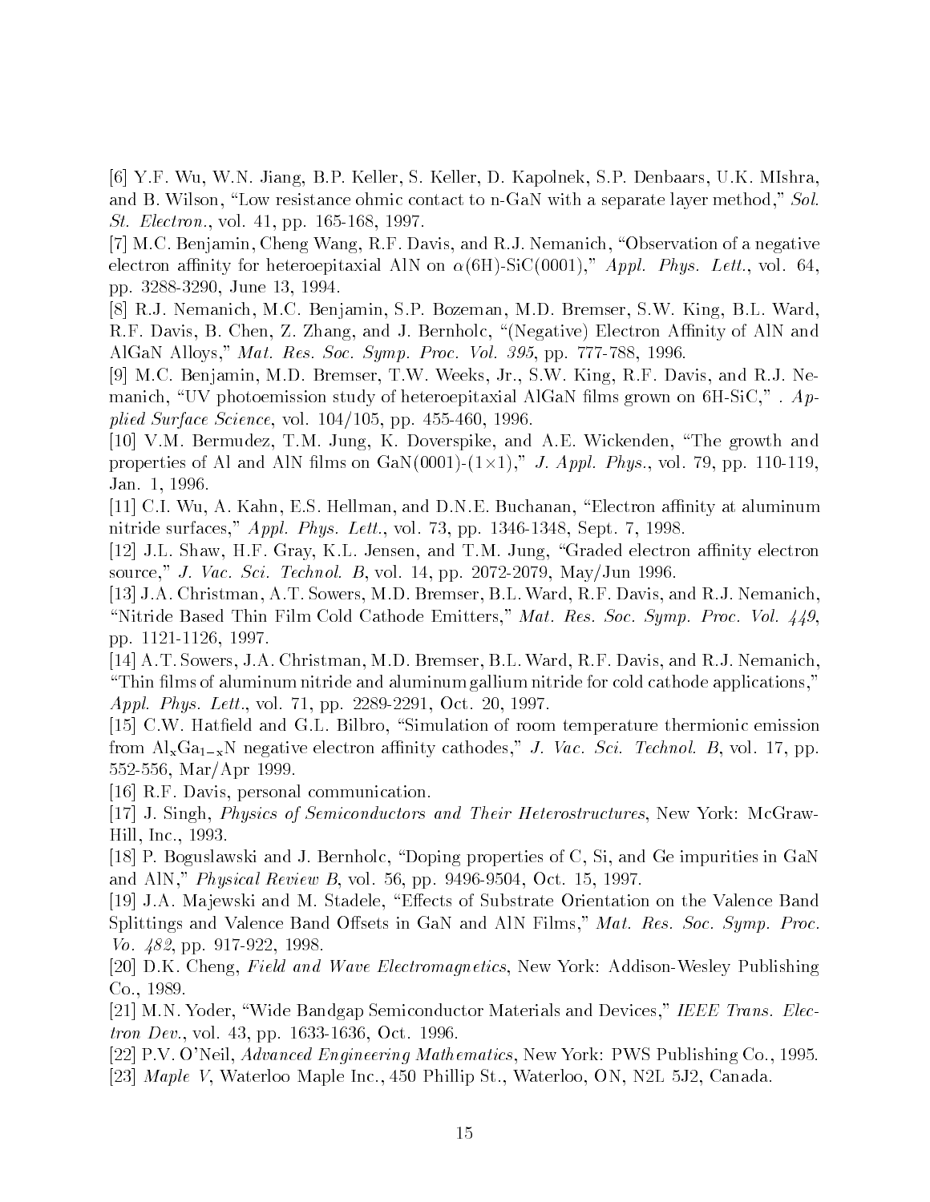[6] Y.F. Wu, W.N. Jiang, B.P. Keller, S. Keller, D. Kapolnek, S.P. Denbaars, U.K. MIshra, and B. Wilson, "Low resistance ohmic contact to n-GaN with a separate layer method," *Sol. St. Electron.*, vol. 41, pp. 165-168, 1997.

[7] M.C. Benjamin, Cheng Wang, R.F. Davis, and R.J. Nemanich, "Observation of a negative electron affinity for heteroepitaxial AlN on $\alpha$(6H)-SiC(0001)," *Appl. Phys. Lett.*, vol. 64, pp. 3288-3290, June 13, 1994.

[8] R.J. Nemanich, M.C. Benjamin, S.P. Bozeman, M.D. Bremser, S.W. King, B.L. Ward, R.F. Davis, B. Chen, Z. Zhang, and J. Bernholc, "(Negative) Electron Affinity of AlN and AlGaN Alloys," *Mat. Res. Soc. Symp. Proc. Vol. 395*, pp. 777-788, 1996.

[9] M.C. Benjamin, M.D. Bremser, T.W. Weeks, Jr., S.W. King, R.F. Davis, and R.J. Nemanich, "UV photoemission study of heteroepitaxial AlGaN films grown on 6H-SiC," . *Applied Surface Science*, vol. 104/105, pp. 455-460, 1996.

[10] V.M. Bermudez, T.M. Jung, K. Doverspike, and A.E. Wickenden, "The growth and properties of Al and AlN films on GaN(0001)-(1$\times$1)," *J. Appl. Phys.*, vol. 79, pp. 110-119, Jan. 1, 1996.

[11] C.I. Wu, A. Kahn, E.S. Hellman, and D.N.E. Buchanan, "Electron affinity at aluminum nitride surfaces," *Appl. Phys. Lett.*, vol. 73, pp. 1346-1348, Sept. 7, 1998.

[12] J.L. Shaw, H.F. Gray, K.L. Jensen, and T.M. Jung, "Graded electron affinity electron source," *J. Vac. Sci. Technol. B*, vol. 14, pp. 2072-2079, May/Jun 1996.

[13] J.A. Christman, A.T. Sowers, M.D. Bremser, B.L. Ward, R.F. Davis, and R.J. Nemanich, "Nitride Based Thin Film Cold Cathode Emitters," *Mat. Res. Soc. Symp. Proc. Vol. 449*, pp. 1121-1126, 1997.

[14] A.T. Sowers, J.A. Christman, M.D. Bremser, B.L. Ward, R.F. Davis, and R.J. Nemanich, "Thin films of aluminum nitride and aluminum gallium nitride for cold cathode applications," *Appl. Phys. Lett.*, vol. 71, pp. 2289-2291, Oct. 20, 1997.

[15] C.W. Hatfield and G.L. Bilbro, "Simulation of room temperature thermionic emission from $Al_xGa_{1-x}N$ negative electron affinity cathodes," *J. Vac. Sci. Technol. B*, vol. 17, pp. 552-556, Mar/Apr 1999.

[16] R.F. Davis, personal communication.

[17] J. Singh, *Physics of Semiconductors and Their Heterostructures*, New York: McGraw-Hill, Inc., 1993.

[18] P. Boguslawski and J. Bernholc, "Doping properties of C, Si, and Ge impurities in GaN and AlN," *Physical Review B*, vol. 56, pp. 9496-9504, Oct. 15, 1997.

[19] J.A. Majewski and M. Stadele, "Effects of Substrate Orientation on the Valence Band Splittings and Valence Band Offsets in GaN and AlN Films," *Mat. Res. Soc. Symp. Proc. Vo. 482*, pp. 917-922, 1998.

[20] D.K. Cheng, *Field and Wave Electromagnetics*, New York: Addison-Wesley Publishing Co., 1989.

[21] M.N. Yoder, "Wide Bandgap Semiconductor Materials and Devices," *IEEE Trans. Electron Dev.*, vol. 43, pp. 1633-1636, Oct. 1996.

[22] P.V. O'Neil, *Advanced Engineering Mathematics*, New York: PWS Publishing Co., 1995.

[23] *Maple V*, Waterloo Maple Inc., 450 Phillip St., Waterloo, ON, N2L 5J2, Canada.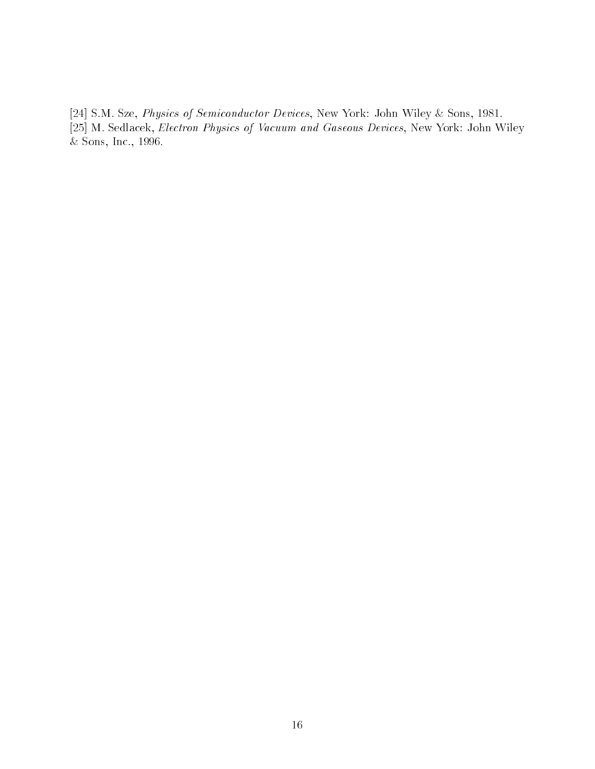[24] S.M. Sze, *Physics of Semiconductor Devices*, New York: John Wiley & Sons, 1981.

[25] M. Sedlacek, *Electron Physics of Vacuum and Gaseous Devices*, New York: John Wiley & Sons, Inc., 1996.